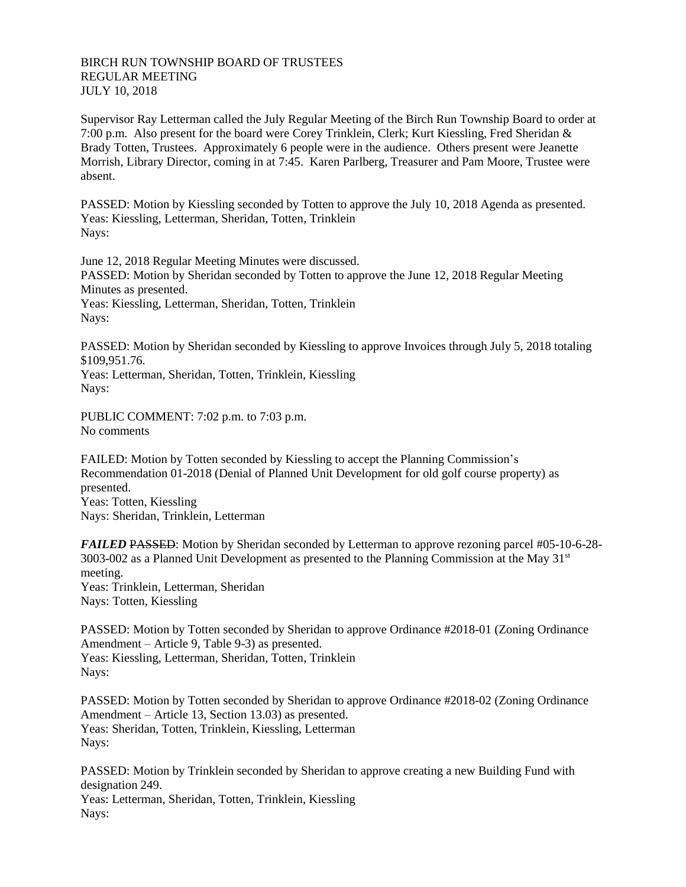BIRCH RUN TOWNSHIP BOARD OF TRUSTEES
REGULAR MEETING
JULY 10, 2018

Supervisor Ray Letterman called the July Regular Meeting of the Birch Run Township Board to order at 7:00 p.m. Also present for the board were Corey Trinklein, Clerk; Kurt Kiessling, Fred Sheridan & Brady Totten, Trustees. Approximately 6 people were in the audience. Others present were Jeanette Morrish, Library Director, coming in at 7:45. Karen Parlberg, Treasurer and Pam Moore, Trustee were absent.

PASSED: Motion by Kiessling seconded by Totten to approve the July 10, 2018 Agenda as presented.
Yeas: Kiessling, Letterman, Sheridan, Totten, Trinklein
Nays:

June 12, 2018 Regular Meeting Minutes were discussed.
PASSED: Motion by Sheridan seconded by Totten to approve the June 12, 2018 Regular Meeting Minutes as presented.
Yeas: Kiessling, Letterman, Sheridan, Totten, Trinklein
Nays:

PASSED: Motion by Sheridan seconded by Kiessling to approve Invoices through July 5, 2018 totaling $109,951.76.
Yeas: Letterman, Sheridan, Totten, Trinklein, Kiessling
Nays:

PUBLIC COMMENT: 7:02 p.m. to 7:03 p.m.
No comments

FAILED: Motion by Totten seconded by Kiessling to accept the Planning Commission's Recommendation 01-2018 (Denial of Planned Unit Development for old golf course property) as presented.
Yeas: Totten, Kiessling
Nays: Sheridan, Trinklein, Letterman

***FAILED*** ~~PASSED~~: Motion by Sheridan seconded by Letterman to approve rezoning parcel #05-10-6-28-3003-002 as a Planned Unit Development as presented to the Planning Commission at the May 31st meeting.
Yeas: Trinklein, Letterman, Sheridan
Nays: Totten, Kiessling

PASSED: Motion by Totten seconded by Sheridan to approve Ordinance #2018-01 (Zoning Ordinance Amendment – Article 9, Table 9-3) as presented.
Yeas: Kiessling, Letterman, Sheridan, Totten, Trinklein
Nays:

PASSED: Motion by Totten seconded by Sheridan to approve Ordinance #2018-02 (Zoning Ordinance Amendment – Article 13, Section 13.03) as presented.
Yeas: Sheridan, Totten, Trinklein, Kiessling, Letterman
Nays:

PASSED: Motion by Trinklein seconded by Sheridan to approve creating a new Building Fund with designation 249.
Yeas: Letterman, Sheridan, Totten, Trinklein, Kiessling
Nays: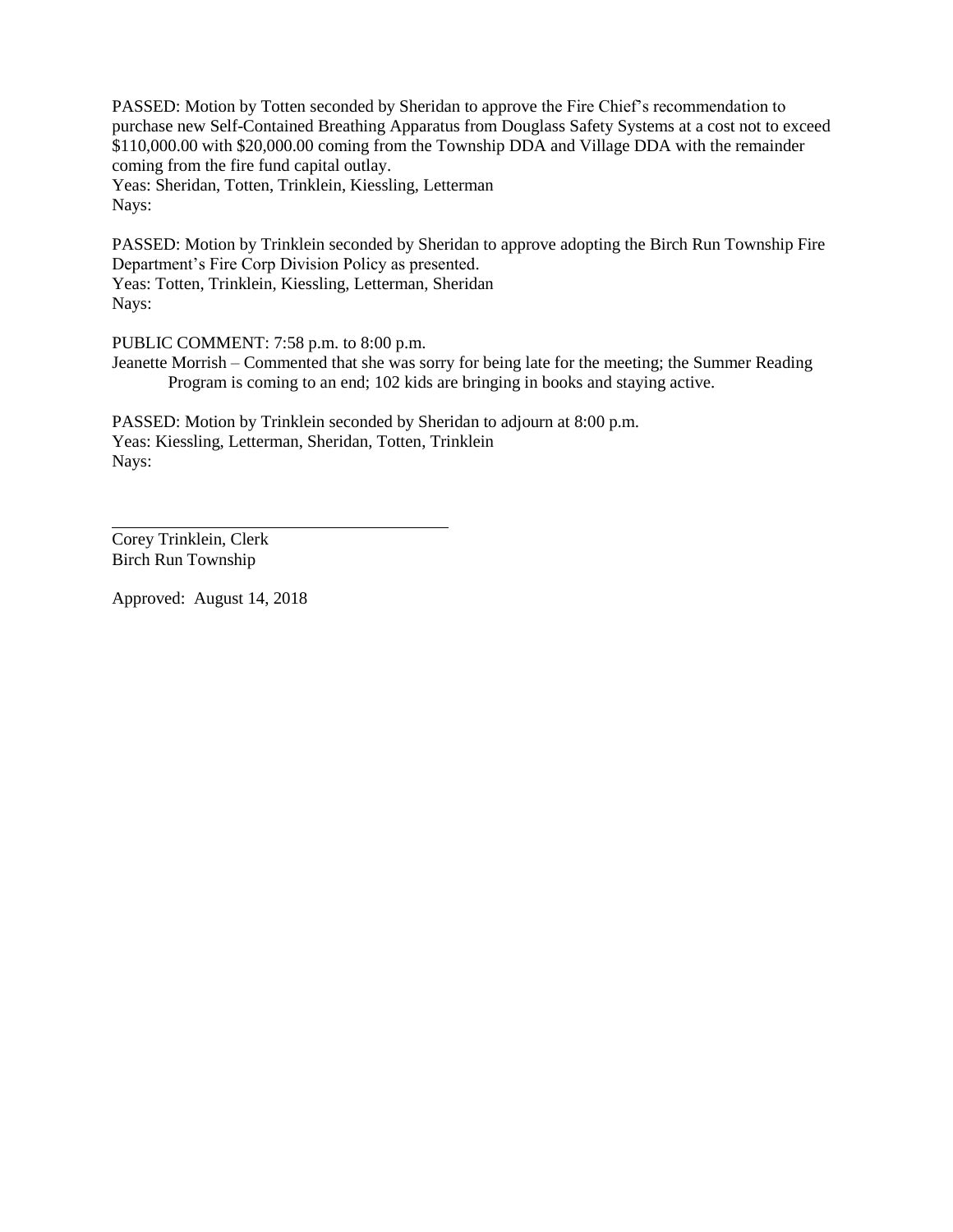PASSED: Motion by Totten seconded by Sheridan to approve the Fire Chief's recommendation to purchase new Self-Contained Breathing Apparatus from Douglass Safety Systems at a cost not to exceed $110,000.00 with $20,000.00 coming from the Township DDA and Village DDA with the remainder coming from the fire fund capital outlay.
Yeas: Sheridan, Totten, Trinklein, Kiessling, Letterman
Nays:

PASSED: Motion by Trinklein seconded by Sheridan to approve adopting the Birch Run Township Fire Department's Fire Corp Division Policy as presented.
Yeas: Totten, Trinklein, Kiessling, Letterman, Sheridan
Nays:

PUBLIC COMMENT: 7:58 p.m. to 8:00 p.m.
Jeanette Morrish – Commented that she was sorry for being late for the meeting; the Summer Reading Program is coming to an end; 102 kids are bringing in books and staying active.

PASSED: Motion by Trinklein seconded by Sheridan to adjourn at 8:00 p.m.
Yeas: Kiessling, Letterman, Sheridan, Totten, Trinklein
Nays:

_________________________________________
Corey Trinklein, Clerk
Birch Run Township

Approved: August 14, 2018